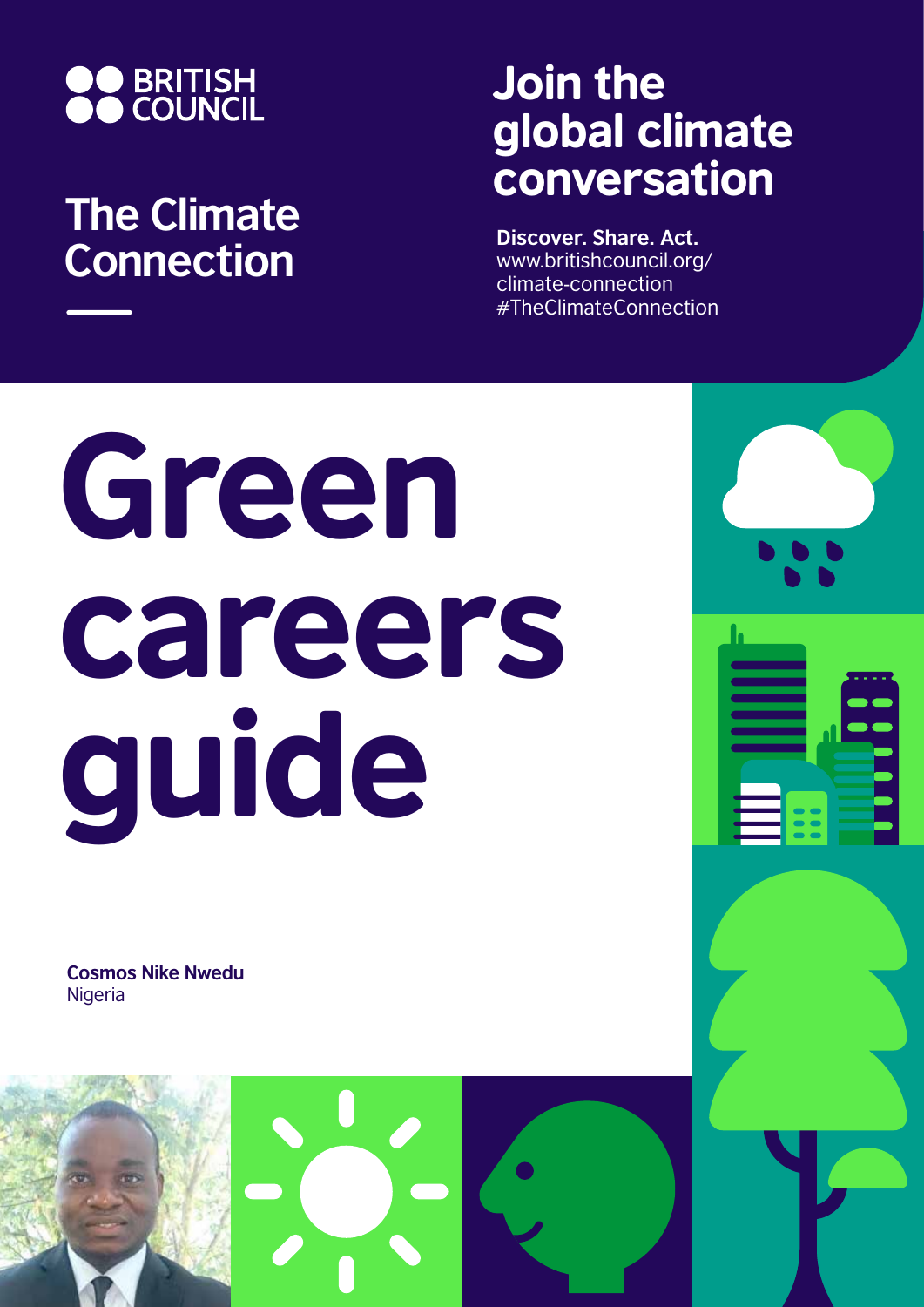BRITISH COUNCIL

## The Climate Connection

## Join the global climate conversation

**Discover. Share. Act.**
www.britishcouncil.org/climate-connection
#TheClimateConnection

# Green careers guide

**Cosmos Nike Nwedu**
Nigeria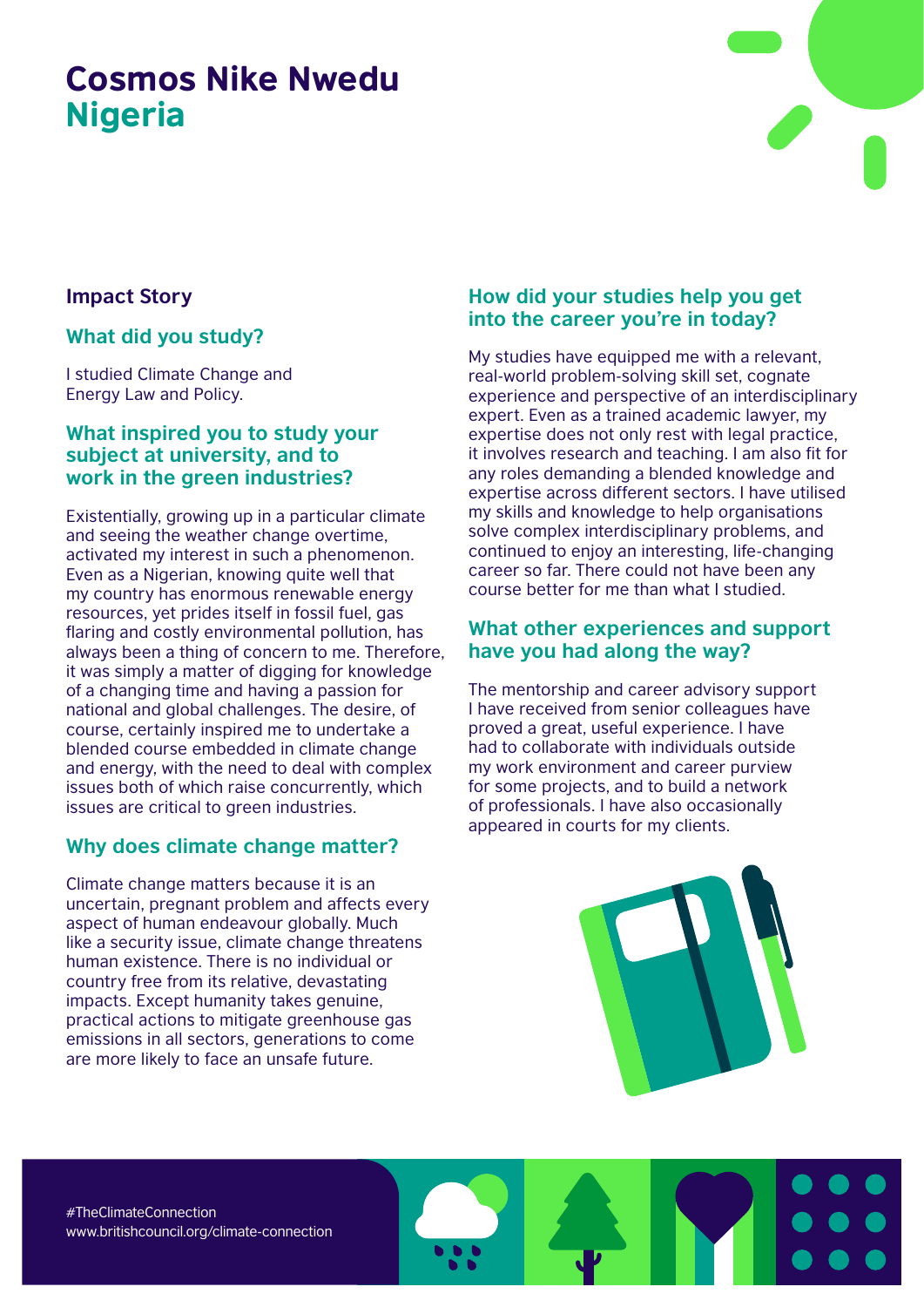# Cosmos Nike Nwedu
## Nigeria

### Impact Story

### What did you study?

I studied Climate Change and Energy Law and Policy.

### What inspired you to study your subject at university, and to work in the green industries?

Existentially, growing up in a particular climate and seeing the weather change overtime, activated my interest in such a phenomenon. Even as a Nigerian, knowing quite well that my country has enormous renewable energy resources, yet prides itself in fossil fuel, gas flaring and costly environmental pollution, has always been a thing of concern to me. Therefore, it was simply a matter of digging for knowledge of a changing time and having a passion for national and global challenges. The desire, of course, certainly inspired me to undertake a blended course embedded in climate change and energy, with the need to deal with complex issues both of which raise concurrently, which issues are critical to green industries.

### Why does climate change matter?

Climate change matters because it is an uncertain, pregnant problem and affects every aspect of human endeavour globally. Much like a security issue, climate change threatens human existence. There is no individual or country free from its relative, devastating impacts. Except humanity takes genuine, practical actions to mitigate greenhouse gas emissions in all sectors, generations to come are more likely to face an unsafe future.

### How did your studies help you get into the career you're in today?

My studies have equipped me with a relevant, real-world problem-solving skill set, cognate experience and perspective of an interdisciplinary expert. Even as a trained academic lawyer, my expertise does not only rest with legal practice, it involves research and teaching. I am also fit for any roles demanding a blended knowledge and expertise across different sectors. I have utilised my skills and knowledge to help organisations solve complex interdisciplinary problems, and continued to enjoy an interesting, life-changing career so far. There could not have been any course better for me than what I studied.

### What other experiences and support have you had along the way?

The mentorship and career advisory support I have received from senior colleagues have proved a great, useful experience. I have had to collaborate with individuals outside my work environment and career purview for some projects, and to build a network of professionals. I have also occasionally appeared in courts for my clients.

#TheClimateConnection
www.britishcouncil.org/climate-connection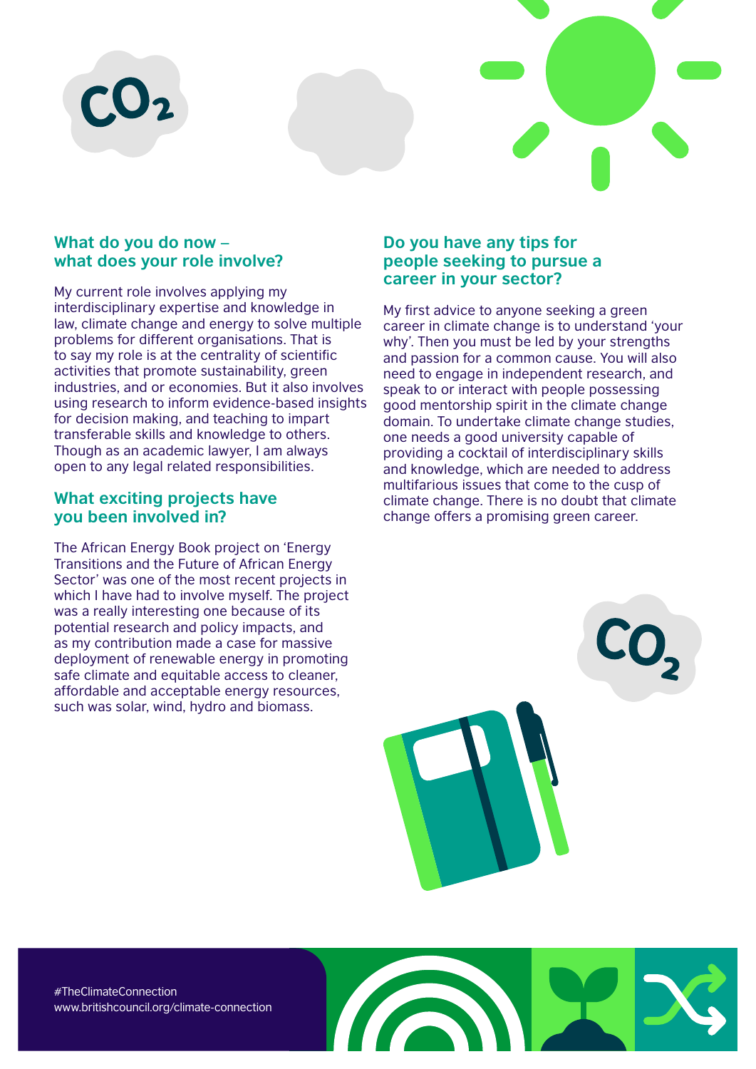## What do you do now – what does your role involve?

My current role involves applying my interdisciplinary expertise and knowledge in law, climate change and energy to solve multiple problems for different organisations. That is to say my role is at the centrality of scientific activities that promote sustainability, green industries, and or economies. But it also involves using research to inform evidence-based insights for decision making, and teaching to impart transferable skills and knowledge to others. Though as an academic lawyer, I am always open to any legal related responsibilities.

## What exciting projects have you been involved in?

The African Energy Book project on 'Energy Transitions and the Future of African Energy Sector' was one of the most recent projects in which I have had to involve myself. The project was a really interesting one because of its potential research and policy impacts, and as my contribution made a case for massive deployment of renewable energy in promoting safe climate and equitable access to cleaner, affordable and acceptable energy resources, such was solar, wind, hydro and biomass.

## Do you have any tips for people seeking to pursue a career in your sector?

My first advice to anyone seeking a green career in climate change is to understand 'your why'. Then you must be led by your strengths and passion for a common cause. You will also need to engage in independent research, and speak to or interact with people possessing good mentorship spirit in the climate change domain. To undertake climate change studies, one needs a good university capable of providing a cocktail of interdisciplinary skills and knowledge, which are needed to address multifarious issues that come to the cusp of climate change. There is no doubt that climate change offers a promising green career.

#TheClimateConnection
www.britishcouncil.org/climate-connection